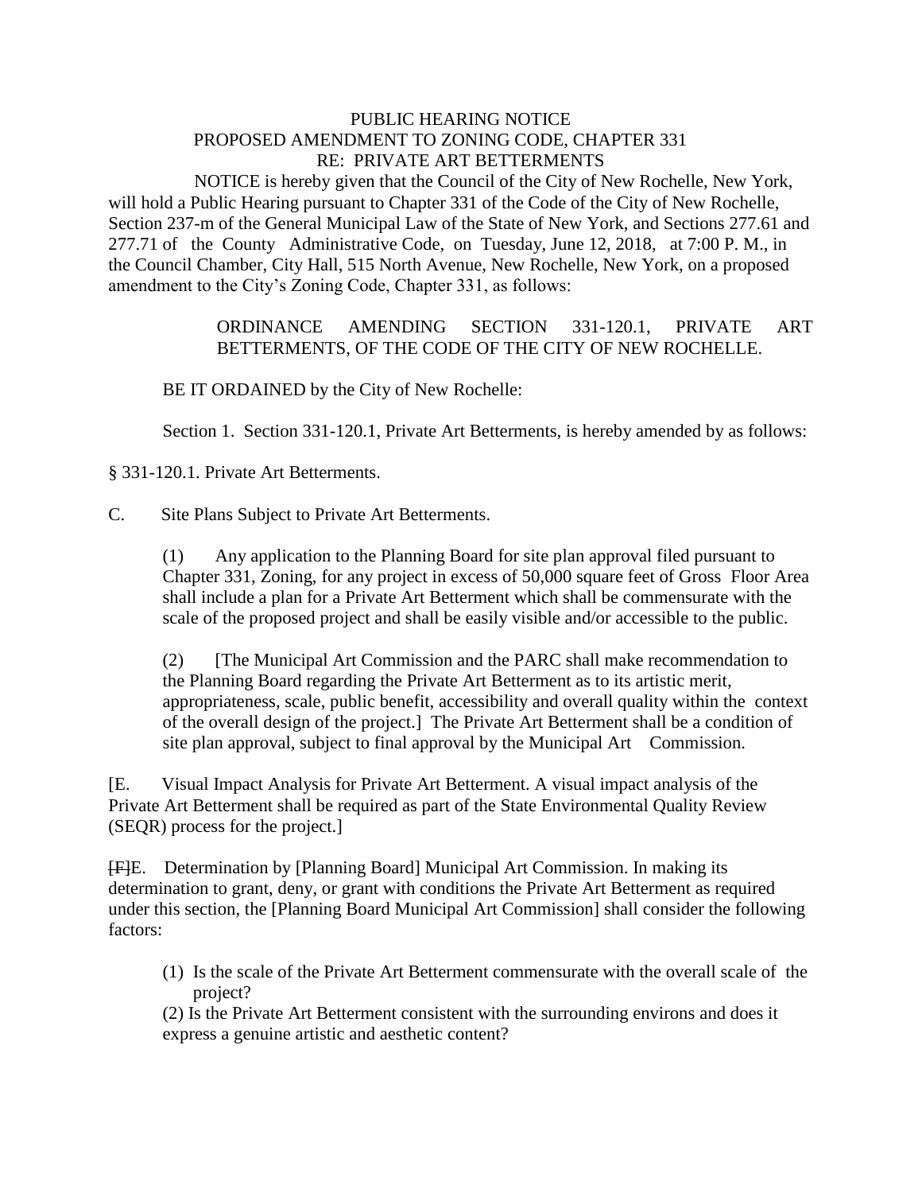PUBLIC HEARING NOTICE
PROPOSED AMENDMENT TO ZONING CODE, CHAPTER 331
RE: PRIVATE ART BETTERMENTS

NOTICE is hereby given that the Council of the City of New Rochelle, New York, will hold a Public Hearing pursuant to Chapter 331 of the Code of the City of New Rochelle, Section 237-m of the General Municipal Law of the State of New York, and Sections 277.61 and 277.71 of the County Administrative Code, on Tuesday, June 12, 2018, at 7:00 P. M., in the Council Chamber, City Hall, 515 North Avenue, New Rochelle, New York, on a proposed amendment to the City's Zoning Code, Chapter 331, as follows:

ORDINANCE AMENDING SECTION 331-120.1, PRIVATE ART BETTERMENTS, OF THE CODE OF THE CITY OF NEW ROCHELLE.

BE IT ORDAINED by the City of New Rochelle:

Section 1. Section 331-120.1, Private Art Betterments, is hereby amended by as follows:

§ 331-120.1. Private Art Betterments.

C. Site Plans Subject to Private Art Betterments.

(1) Any application to the Planning Board for site plan approval filed pursuant to Chapter 331, Zoning, for any project in excess of 50,000 square feet of Gross Floor Area shall include a plan for a Private Art Betterment which shall be commensurate with the scale of the proposed project and shall be easily visible and/or accessible to the public.

(2) [The Municipal Art Commission and the PARC shall make recommendation to the Planning Board regarding the Private Art Betterment as to its artistic merit, appropriateness, scale, public benefit, accessibility and overall quality within the context of the overall design of the project.] The Private Art Betterment shall be a condition of site plan approval, subject to final approval by the Municipal Art Commission.

[E. Visual Impact Analysis for Private Art Betterment. A visual impact analysis of the Private Art Betterment shall be required as part of the State Environmental Quality Review (SEQR) process for the project.]

~~[F]~~E. Determination by [Planning Board] Municipal Art Commission. In making its determination to grant, deny, or grant with conditions the Private Art Betterment as required under this section, the [Planning Board Municipal Art Commission] shall consider the following factors:

(1) Is the scale of the Private Art Betterment commensurate with the overall scale of the project?

(2) Is the Private Art Betterment consistent with the surrounding environs and does it express a genuine artistic and aesthetic content?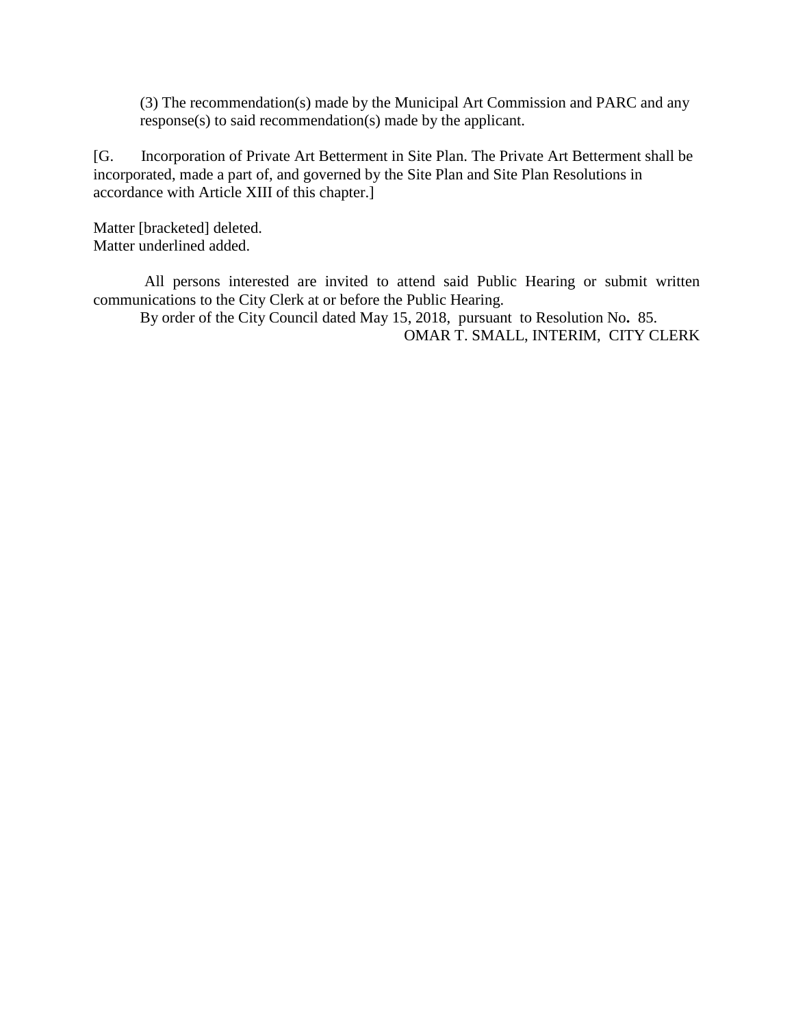(3) The recommendation(s) made by the Municipal Art Commission and PARC and any response(s) to said recommendation(s) made by the applicant.

[G. Incorporation of Private Art Betterment in Site Plan. The Private Art Betterment shall be incorporated, made a part of, and governed by the Site Plan and Site Plan Resolutions in accordance with Article XIII of this chapter.]

Matter [bracketed] deleted.
Matter underlined added.

All persons interested are invited to attend said Public Hearing or submit written communications to the City Clerk at or before the Public Hearing.

By order of the City Council dated May 15, 2018, pursuant to Resolution No**.** 85.

OMAR T. SMALL, INTERIM, CITY CLERK